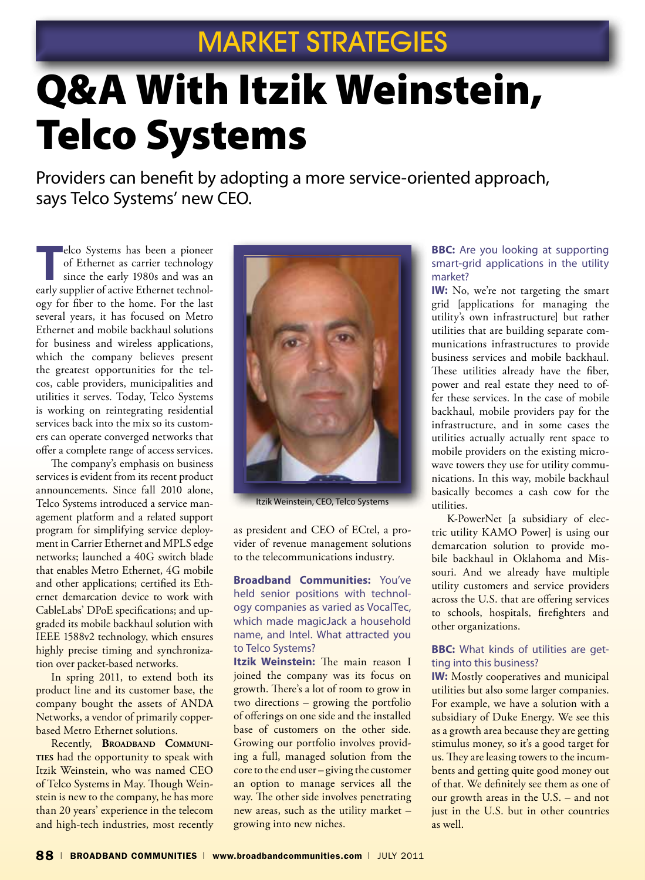MARKET STRATEGIES

# Q&A With Itzik Weinstein, Telco Systems

Providers can benefit by adopting a more service-oriented approach, says Telco Systems' new CEO.

Telco Systems has been a pioneer of Ethernet as carrier technology since the early 1980s and was an early supplier of active Ethernet technology for fiber to the home. For the last several years, it has focused on Metro Ethernet and mobile backhaul solutions for business and wireless applications, which the company believes present the greatest opportunities for the telcos, cable providers, municipalities and utilities it serves. Today, Telco Systems is working on reintegrating residential services back into the mix so its customers can operate converged networks that offer a complete range of access services.

The company's emphasis on business services is evident from its recent product announcements. Since fall 2010 alone, Telco Systems introduced a service management platform and a related support program for simplifying service deployment in Carrier Ethernet and MPLS edge networks; launched a 40G switch blade that enables Metro Ethernet, 4G mobile and other applications; certified its Ethernet demarcation device to work with CableLabs' DPoE specifications; and upgraded its mobile backhaul solution with IEEE 1588v2 technology, which ensures highly precise timing and synchronization over packet-based networks.

In spring 2011, to extend both its product line and its customer base, the company bought the assets of ANDA Networks, a vendor of primarily copper-based Metro Ethernet solutions.

Recently, **Broadband Communities** had the opportunity to speak with Itzik Weinstein, who was named CEO of Telco Systems in May. Though Weinstein is new to the company, he has more than 20 years' experience in the telecom and high-tech industries, most recently as president and CEO of ECtel, a provider of revenue management solutions to the telecommunications industry.

Itzik Weinstein, CEO, Telco Systems

**Broadband Communities:** You've held senior positions with technology companies as varied as VocalTec, which made magicJack a household name, and Intel. What attracted you to Telco Systems?

**Itzik Weinstein:** The main reason I joined the company was its focus on growth. There's a lot of room to grow in two directions – growing the portfolio of offerings on one side and the installed base of customers on the other side. Growing our portfolio involves providing a full, managed solution from the core to the end user – giving the customer an option to manage services all the way. The other side involves penetrating new areas, such as the utility market – growing into new niches.

**BBC:** Are you looking at supporting smart-grid applications in the utility market?

**IW:** No, we're not targeting the smart grid [applications for managing the utility's own infrastructure] but rather utilities that are building separate communications infrastructures to provide business services and mobile backhaul. These utilities already have the fiber, power and real estate they need to offer these services. In the case of mobile backhaul, mobile providers pay for the infrastructure, and in some cases the utilities actually actually rent space to mobile providers on the existing microwave towers they use for utility communications. In this way, mobile backhaul basically becomes a cash cow for the utilities.

K-PowerNet [a subsidiary of electric utility KAMO Power] is using our demarcation solution to provide mobile backhaul in Oklahoma and Missouri. And we already have multiple utility customers and service providers across the U.S. that are offering services to schools, hospitals, firefighters and other organizations.

**BBC:** What kinds of utilities are getting into this business?

**IW:** Mostly cooperatives and municipal utilities but also some larger companies. For example, we have a solution with a subsidiary of Duke Energy. We see this as a growth area because they are getting stimulus money, so it's a good target for us. They are leasing towers to the incumbents and getting quite good money out of that. We definitely see them as one of our growth areas in the U.S. – and not just in the U.S. but in other countries as well.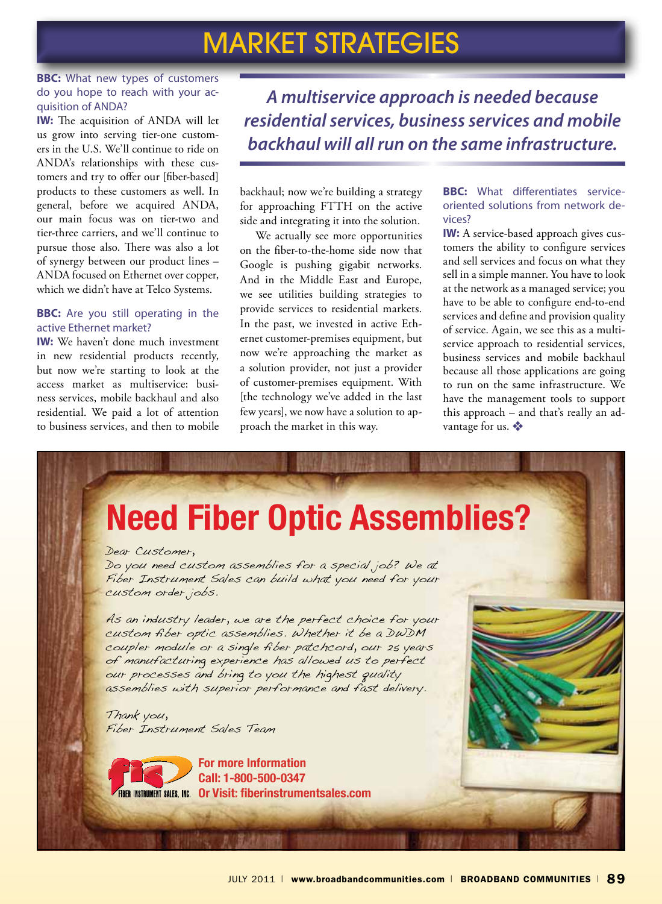# MARKET STRATEGIES

**BBC:** What new types of customers do you hope to reach with your acquisition of ANDA?

**IW:** The acquisition of ANDA will let us grow into serving tier-one customers in the U.S. We'll continue to ride on ANDA's relationships with these customers and try to offer our [fiber-based] products to these customers as well. In general, before we acquired ANDA, our main focus was on tier-two and tier-three carriers, and we'll continue to pursue those also. There was also a lot of synergy between our product lines – ANDA focused on Ethernet over copper, which we didn't have at Telco Systems.

**BBC:** Are you still operating in the active Ethernet market?

**IW:** We haven't done much investment in new residential products recently, but now we're starting to look at the access market as multiservice: business services, mobile backhaul and also residential. We paid a lot of attention to business services, and then to mobile backhaul; now we're building a strategy for approaching FTTH on the active side and integrating it into the solution.

We actually see more opportunities on the fiber-to-the-home side now that Google is pushing gigabit networks. And in the Middle East and Europe, we see utilities building strategies to provide services to residential markets. In the past, we invested in active Ethernet customer-premises equipment, but now we're approaching the market as a solution provider, not just a provider of customer-premises equipment. With [the technology we've added in the last few years], we now have a solution to approach the market in this way.

> *A multiservice approach is needed because residential services, business services and mobile backhaul will all run on the same infrastructure.*

**BBC:** What differentiates service-oriented solutions from network devices?

**IW:** A service-based approach gives customers the ability to configure services and sell services and focus on what they sell in a simple manner. You have to look at the network as a managed service; you have to be able to configure end-to-end services and define and provision quality of service. Again, we see this as a multiservice approach to residential services, business services and mobile backhaul because all those applications are going to run on the same infrastructure. We have the management tools to support this approach – and that's really an advantage for us. ❖

---

## Need Fiber Optic Assemblies?

Dear Customer,

Do you need custom assemblies for a special job? We at Fiber Instrument Sales can build what you need for your custom order jobs.

As an industry leader, we are the perfect choice for your custom fiber optic assemblies. Whether it be a DWDM coupler module or a single fiber patchcord, our 25 years of manufacturing experience has allowed us to perfect our processes and bring to you the highest quality assemblies with superior performance and fast delivery.

Thank you,
Fiber Instrument Sales Team

FIBER INSTRUMENT SALES, INC.

**For more Information**
**Call: 1-800-500-0347**
**Or Visit: fiberinstrumentsales.com**